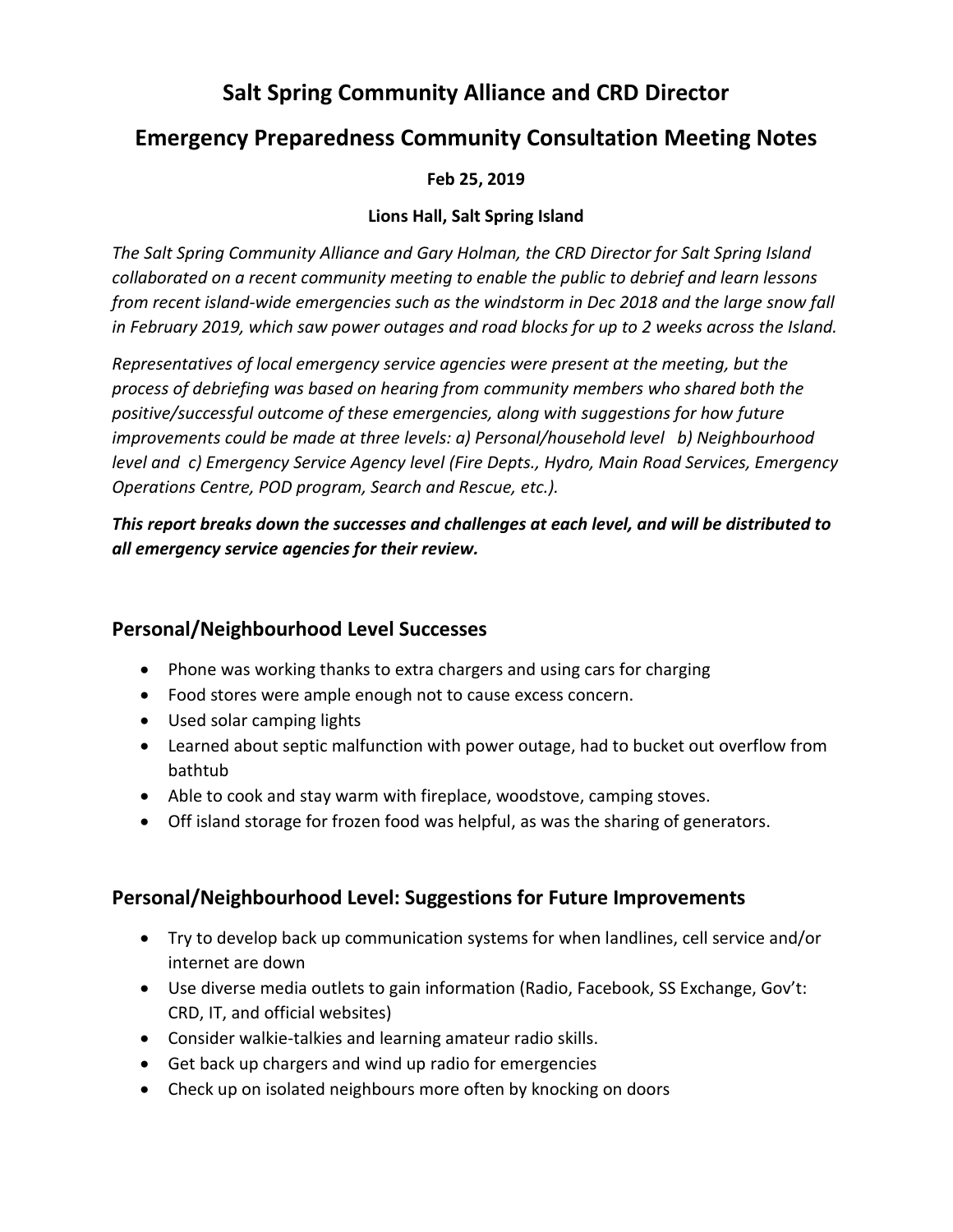# Salt Spring Community Alliance and CRD Director

## Emergency Preparedness Community Consultation Meeting Notes

**Feb 25, 2019**

**Lions Hall, Salt Spring Island**

*The Salt Spring Community Alliance and Gary Holman, the CRD Director for Salt Spring Island collaborated on a recent community meeting to enable the public to debrief and learn lessons from recent island-wide emergencies such as the windstorm in Dec 2018 and the large snow fall in February 2019, which saw power outages and road blocks for up to 2 weeks across the Island.*

*Representatives of local emergency service agencies were present at the meeting, but the process of debriefing was based on hearing from community members who shared both the positive/successful outcome of these emergencies, along with suggestions for how future improvements could be made at three levels: a) Personal/household level b) Neighbourhood level and c) Emergency Service Agency level (Fire Depts., Hydro, Main Road Services, Emergency Operations Centre, POD program, Search and Rescue, etc.).*

***This report breaks down the successes and challenges at each level, and will be distributed to all emergency service agencies for their review.***

### Personal/Neighbourhood Level Successes

- Phone was working thanks to extra chargers and using cars for charging
- Food stores were ample enough not to cause excess concern.
- Used solar camping lights
- Learned about septic malfunction with power outage, had to bucket out overflow from bathtub
- Able to cook and stay warm with fireplace, woodstove, camping stoves.
- Off island storage for frozen food was helpful, as was the sharing of generators.

### Personal/Neighbourhood Level: Suggestions for Future Improvements

- Try to develop back up communication systems for when landlines, cell service and/or internet are down
- Use diverse media outlets to gain information (Radio, Facebook, SS Exchange, Gov't: CRD, IT, and official websites)
- Consider walkie-talkies and learning amateur radio skills.
- Get back up chargers and wind up radio for emergencies
- Check up on isolated neighbours more often by knocking on doors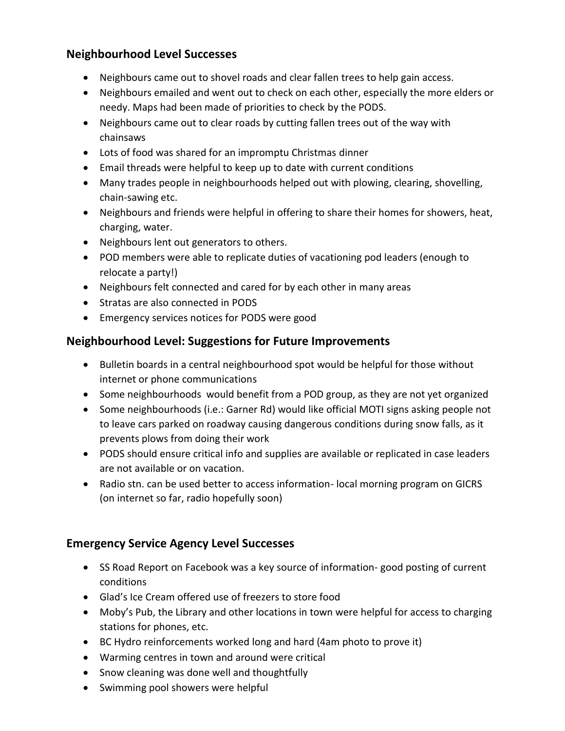## Neighbourhood Level Successes

- Neighbours came out to shovel roads and clear fallen trees to help gain access.
- Neighbours emailed and went out to check on each other, especially the more elders or needy. Maps had been made of priorities to check by the PODS.
- Neighbours came out to clear roads by cutting fallen trees out of the way with chainsaws
- Lots of food was shared for an impromptu Christmas dinner
- Email threads were helpful to keep up to date with current conditions
- Many trades people in neighbourhoods helped out with plowing, clearing, shovelling, chain-sawing etc.
- Neighbours and friends were helpful in offering to share their homes for showers, heat, charging, water.
- Neighbours lent out generators to others.
- POD members were able to replicate duties of vacationing pod leaders (enough to relocate a party!)
- Neighbours felt connected and cared for by each other in many areas
- Stratas are also connected in PODS
- Emergency services notices for PODS were good

## Neighbourhood Level: Suggestions for Future Improvements

- Bulletin boards in a central neighbourhood spot would be helpful for those without internet or phone communications
- Some neighbourhoods would benefit from a POD group, as they are not yet organized
- Some neighbourhoods (i.e.: Garner Rd) would like official MOTI signs asking people not to leave cars parked on roadway causing dangerous conditions during snow falls, as it prevents plows from doing their work
- PODS should ensure critical info and supplies are available or replicated in case leaders are not available or on vacation.
- Radio stn. can be used better to access information- local morning program on GICRS (on internet so far, radio hopefully soon)

## Emergency Service Agency Level Successes

- SS Road Report on Facebook was a key source of information- good posting of current conditions
- Glad's Ice Cream offered use of freezers to store food
- Moby's Pub, the Library and other locations in town were helpful for access to charging stations for phones, etc.
- BC Hydro reinforcements worked long and hard (4am photo to prove it)
- Warming centres in town and around were critical
- Snow cleaning was done well and thoughtfully
- Swimming pool showers were helpful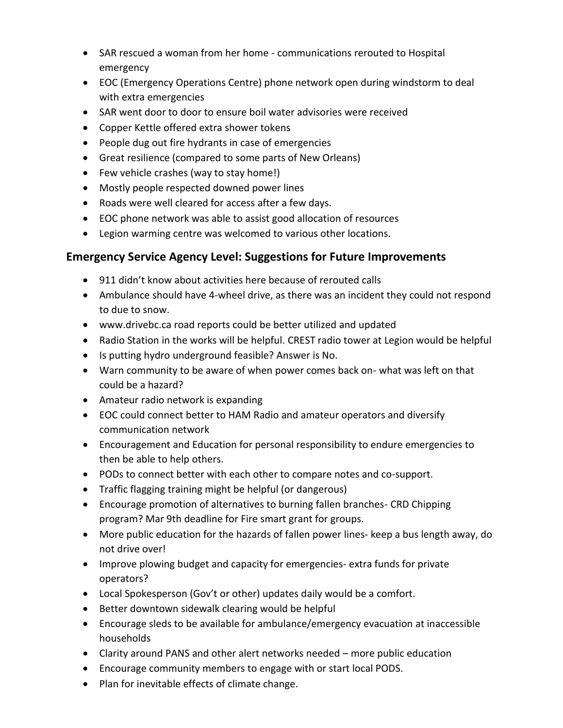- SAR rescued a woman from her home - communications rerouted to Hospital emergency
- EOC (Emergency Operations Centre) phone network open during windstorm to deal with extra emergencies
- SAR went door to door to ensure boil water advisories were received
- Copper Kettle offered extra shower tokens
- People dug out fire hydrants in case of emergencies
- Great resilience (compared to some parts of New Orleans)
- Few vehicle crashes (way to stay home!)
- Mostly people respected downed power lines
- Roads were well cleared for access after a few days.
- EOC phone network was able to assist good allocation of resources
- Legion warming centre was welcomed to various other locations.

## Emergency Service Agency Level: Suggestions for Future Improvements

- 911 didn't know about activities here because of rerouted calls
- Ambulance should have 4-wheel drive, as there was an incident they could not respond to due to snow.
- www.drivebc.ca road reports could be better utilized and updated
- Radio Station in the works will be helpful. CREST radio tower at Legion would be helpful
- Is putting hydro underground feasible? Answer is No.
- Warn community to be aware of when power comes back on- what was left on that could be a hazard?
- Amateur radio network is expanding
- EOC could connect better to HAM Radio and amateur operators and diversify communication network
- Encouragement and Education for personal responsibility to endure emergencies to then be able to help others.
- PODs to connect better with each other to compare notes and co-support.
- Traffic flagging training might be helpful (or dangerous)
- Encourage promotion of alternatives to burning fallen branches- CRD Chipping program? Mar 9th deadline for Fire smart grant for groups.
- More public education for the hazards of fallen power lines- keep a bus length away, do not drive over!
- Improve plowing budget and capacity for emergencies- extra funds for private operators?
- Local Spokesperson (Gov't or other) updates daily would be a comfort.
- Better downtown sidewalk clearing would be helpful
- Encourage sleds to be available for ambulance/emergency evacuation at inaccessible households
- Clarity around PANS and other alert networks needed – more public education
- Encourage community members to engage with or start local PODS.
- Plan for inevitable effects of climate change.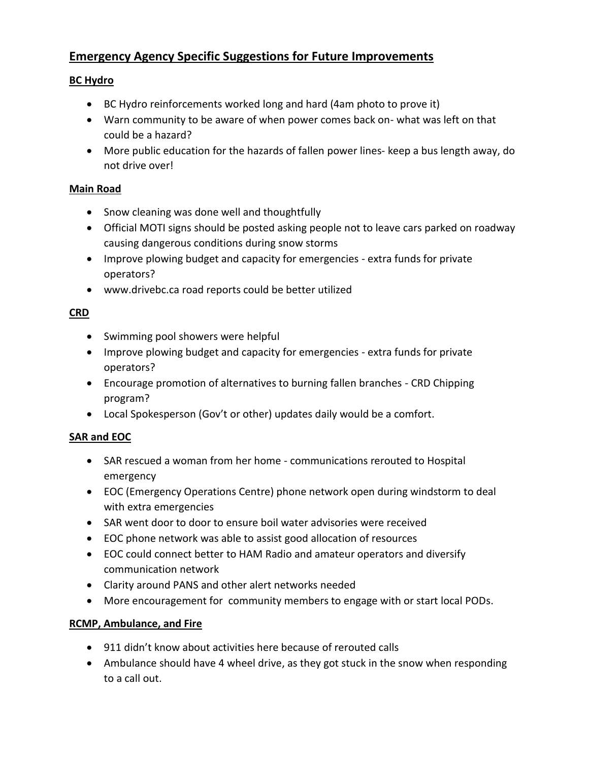## Emergency Agency Specific Suggestions for Future Improvements

### BC Hydro

- BC Hydro reinforcements worked long and hard (4am photo to prove it)
- Warn community to be aware of when power comes back on- what was left on that could be a hazard?
- More public education for the hazards of fallen power lines- keep a bus length away, do not drive over!

### Main Road

- Snow cleaning was done well and thoughtfully
- Official MOTI signs should be posted asking people not to leave cars parked on roadway causing dangerous conditions during snow storms
- Improve plowing budget and capacity for emergencies - extra funds for private operators?
- www.drivebc.ca road reports could be better utilized

### CRD

- Swimming pool showers were helpful
- Improve plowing budget and capacity for emergencies - extra funds for private operators?
- Encourage promotion of alternatives to burning fallen branches - CRD Chipping program?
- Local Spokesperson (Gov't or other) updates daily would be a comfort.

### SAR and EOC

- SAR rescued a woman from her home - communications rerouted to Hospital emergency
- EOC (Emergency Operations Centre) phone network open during windstorm to deal with extra emergencies
- SAR went door to door to ensure boil water advisories were received
- EOC phone network was able to assist good allocation of resources
- EOC could connect better to HAM Radio and amateur operators and diversify communication network
- Clarity around PANS and other alert networks needed
- More encouragement for community members to engage with or start local PODs.

### RCMP, Ambulance, and Fire

- 911 didn't know about activities here because of rerouted calls
- Ambulance should have 4 wheel drive, as they got stuck in the snow when responding to a call out.